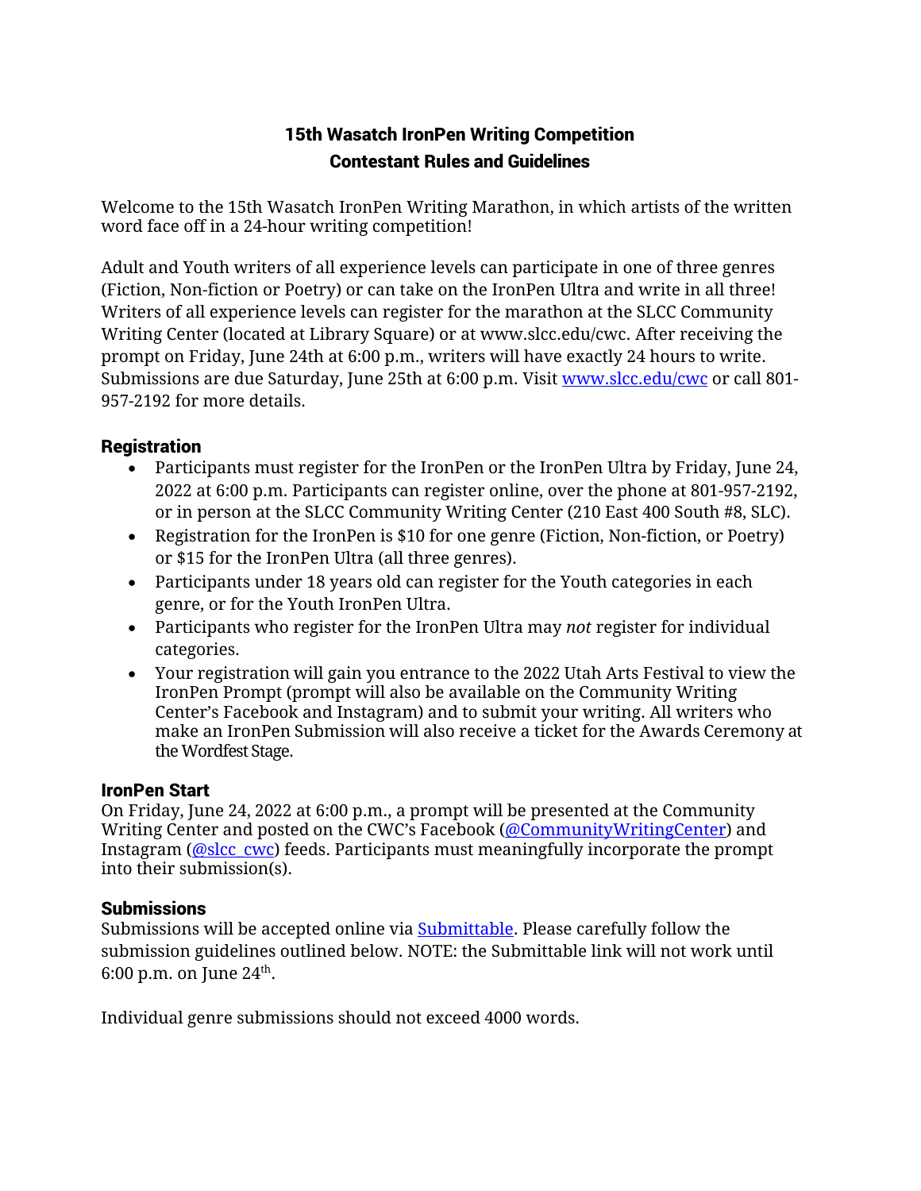# 15th Wasatch IronPen Writing Competition
## Contestant Rules and Guidelines

Welcome to the 15th Wasatch IronPen Writing Marathon, in which artists of the written word face off in a 24-hour writing competition!

Adult and Youth writers of all experience levels can participate in one of three genres (Fiction, Non-fiction or Poetry) or can take on the IronPen Ultra and write in all three! Writers of all experience levels can register for the marathon at the SLCC Community Writing Center (located at Library Square) or at www.slcc.edu/cwc. After receiving the prompt on Friday, June 24th at 6:00 p.m., writers will have exactly 24 hours to write. Submissions are due Saturday, June 25th at 6:00 p.m. Visit www.slcc.edu/cwc or call 801-957-2192 for more details.

### Registration

- Participants must register for the IronPen or the IronPen Ultra by Friday, June 24, 2022 at 6:00 p.m. Participants can register online, over the phone at 801-957-2192, or in person at the SLCC Community Writing Center (210 East 400 South #8, SLC).
- Registration for the IronPen is $10 for one genre (Fiction, Non-fiction, or Poetry) or $15 for the IronPen Ultra (all three genres).
- Participants under 18 years old can register for the Youth categories in each genre, or for the Youth IronPen Ultra.
- Participants who register for the IronPen Ultra may *not* register for individual categories.
- Your registration will gain you entrance to the 2022 Utah Arts Festival to view the IronPen Prompt (prompt will also be available on the Community Writing Center's Facebook and Instagram) and to submit your writing. All writers who make an IronPen Submission will also receive a ticket for the Awards Ceremony at the Wordfest Stage.

### IronPen Start

On Friday, June 24, 2022 at 6:00 p.m., a prompt will be presented at the Community Writing Center and posted on the CWC's Facebook (@CommunityWritingCenter) and Instagram (@slcc_cwc) feeds. Participants must meaningfully incorporate the prompt into their submission(s).

### Submissions

Submissions will be accepted online via Submittable. Please carefully follow the submission guidelines outlined below. NOTE: the Submittable link will not work until 6:00 p.m. on June 24th.

Individual genre submissions should not exceed 4000 words.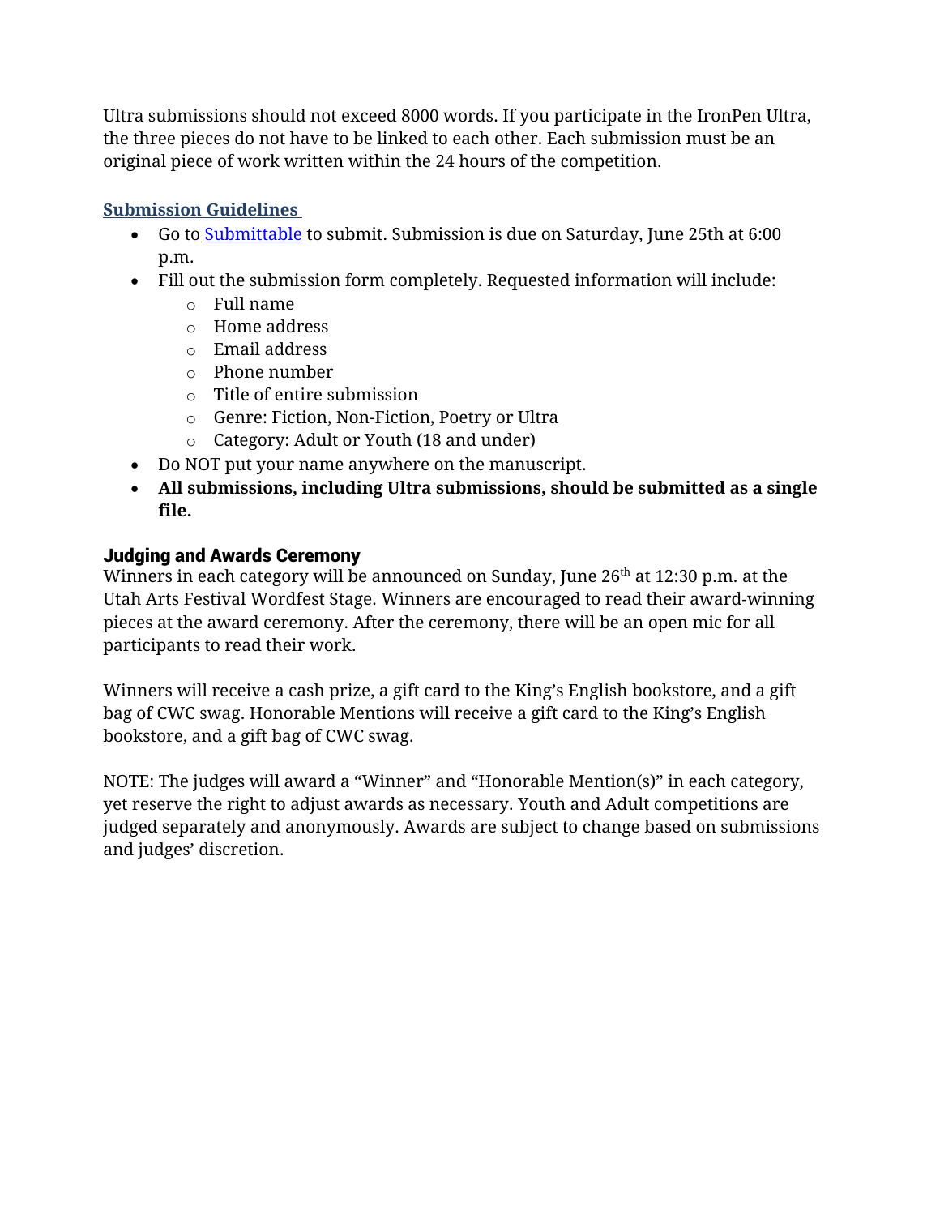Ultra submissions should not exceed 8000 words. If you participate in the IronPen Ultra, the three pieces do not have to be linked to each other. Each submission must be an original piece of work written within the 24 hours of the competition.

## Submission Guidelines

- Go to [Submittable](Submittable) to submit. Submission is due on Saturday, June 25th at 6:00 p.m.
- Fill out the submission form completely. Requested information will include:
  - Full name
  - Home address
  - Email address
  - Phone number
  - Title of entire submission
  - Genre: Fiction, Non-Fiction, Poetry or Ultra
  - Category: Adult or Youth (18 and under)
- Do NOT put your name anywhere on the manuscript.
- **All submissions, including Ultra submissions, should be submitted as a single file.**

## Judging and Awards Ceremony

Winners in each category will be announced on Sunday, June 26th at 12:30 p.m. at the Utah Arts Festival Wordfest Stage. Winners are encouraged to read their award-winning pieces at the award ceremony. After the ceremony, there will be an open mic for all participants to read their work.

Winners will receive a cash prize, a gift card to the King's English bookstore, and a gift bag of CWC swag. Honorable Mentions will receive a gift card to the King's English bookstore, and a gift bag of CWC swag.

NOTE: The judges will award a "Winner" and "Honorable Mention(s)" in each category, yet reserve the right to adjust awards as necessary. Youth and Adult competitions are judged separately and anonymously. Awards are subject to change based on submissions and judges' discretion.